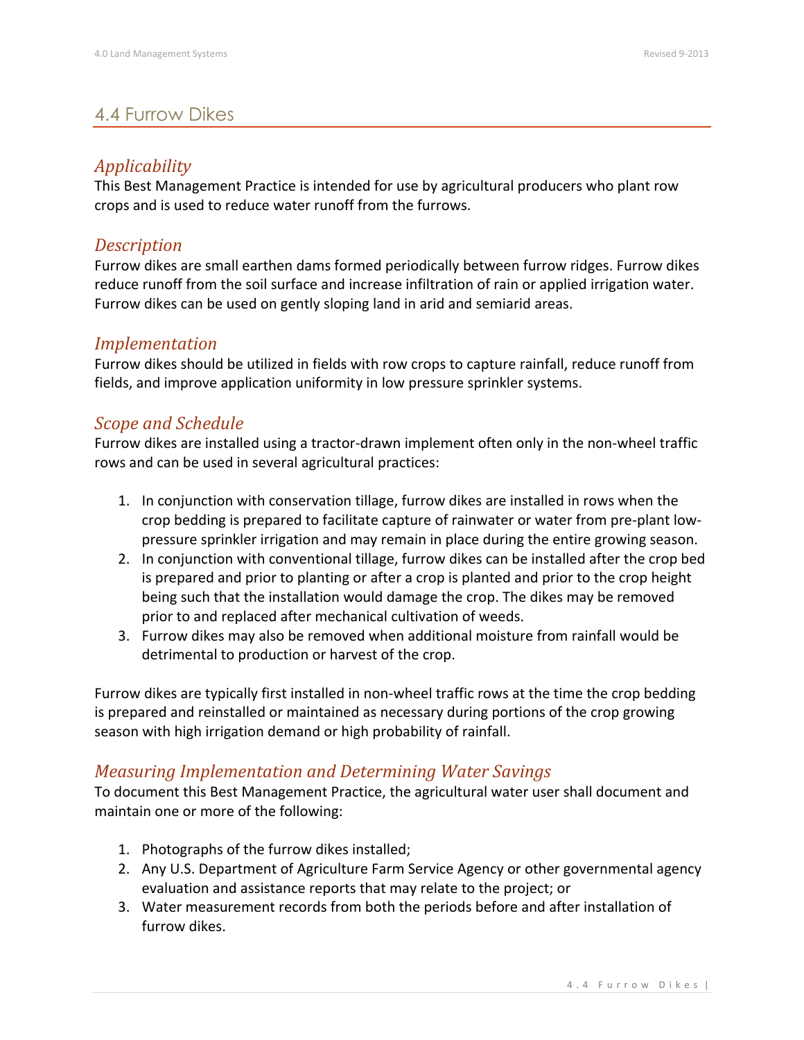# 4.4 Furrow Dikes

## *Applicability*

This Best Management Practice is intended for use by agricultural producers who plant row crops and is used to reduce water runoff from the furrows.

## *Description*

Furrow dikes are small earthen dams formed periodically between furrow ridges. Furrow dikes reduce runoff from the soil surface and increase infiltration of rain or applied irrigation water. Furrow dikes can be used on gently sloping land in arid and semiarid areas.

## *Implementation*

Furrow dikes should be utilized in fields with row crops to capture rainfall, reduce runoff from fields, and improve application uniformity in low pressure sprinkler systems.

## *Scope and Schedule*

Furrow dikes are installed using a tractor-drawn implement often only in the non-wheel traffic rows and can be used in several agricultural practices:

1. In conjunction with conservation tillage, furrow dikes are installed in rows when the crop bedding is prepared to facilitate capture of rainwater or water from pre-plant low-pressure sprinkler irrigation and may remain in place during the entire growing season.
2. In conjunction with conventional tillage, furrow dikes can be installed after the crop bed is prepared and prior to planting or after a crop is planted and prior to the crop height being such that the installation would damage the crop. The dikes may be removed prior to and replaced after mechanical cultivation of weeds.
3. Furrow dikes may also be removed when additional moisture from rainfall would be detrimental to production or harvest of the crop.

Furrow dikes are typically first installed in non-wheel traffic rows at the time the crop bedding is prepared and reinstalled or maintained as necessary during portions of the crop growing season with high irrigation demand or high probability of rainfall.

## *Measuring Implementation and Determining Water Savings*

To document this Best Management Practice, the agricultural water user shall document and maintain one or more of the following:

1. Photographs of the furrow dikes installed;
2. Any U.S. Department of Agriculture Farm Service Agency or other governmental agency evaluation and assistance reports that may relate to the project; or
3. Water measurement records from both the periods before and after installation of furrow dikes.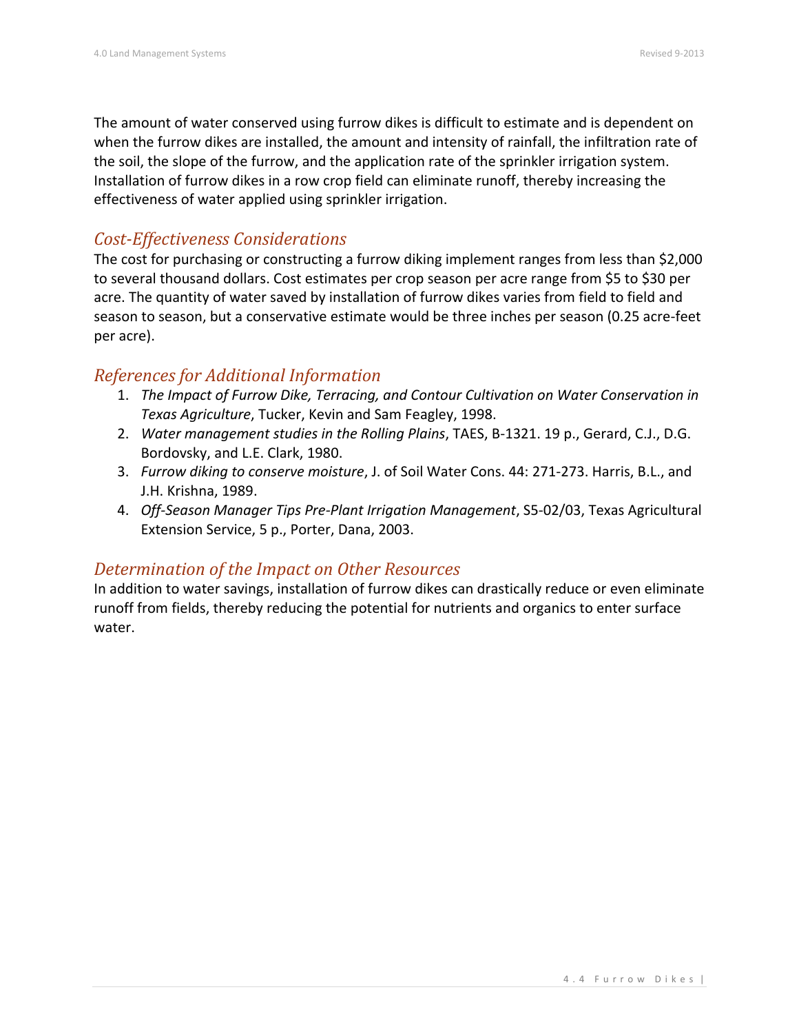The amount of water conserved using furrow dikes is difficult to estimate and is dependent on when the furrow dikes are installed, the amount and intensity of rainfall, the infiltration rate of the soil, the slope of the furrow, and the application rate of the sprinkler irrigation system. Installation of furrow dikes in a row crop field can eliminate runoff, thereby increasing the effectiveness of water applied using sprinkler irrigation.

## *Cost-Effectiveness Considerations*

The cost for purchasing or constructing a furrow diking implement ranges from less than $2,000 to several thousand dollars. Cost estimates per crop season per acre range from $5 to $30 per acre. The quantity of water saved by installation of furrow dikes varies from field to field and season to season, but a conservative estimate would be three inches per season (0.25 acre-feet per acre).

## *References for Additional Information*

1. *The Impact of Furrow Dike, Terracing, and Contour Cultivation on Water Conservation in Texas Agriculture*, Tucker, Kevin and Sam Feagley, 1998.
2. *Water management studies in the Rolling Plains*, TAES, B-1321. 19 p., Gerard, C.J., D.G. Bordovsky, and L.E. Clark, 1980.
3. *Furrow diking to conserve moisture*, J. of Soil Water Cons. 44: 271-273. Harris, B.L., and J.H. Krishna, 1989.
4. *Off-Season Manager Tips Pre-Plant Irrigation Management*, S5-02/03, Texas Agricultural Extension Service, 5 p., Porter, Dana, 2003.

## *Determination of the Impact on Other Resources*

In addition to water savings, installation of furrow dikes can drastically reduce or even eliminate runoff from fields, thereby reducing the potential for nutrients and organics to enter surface water.